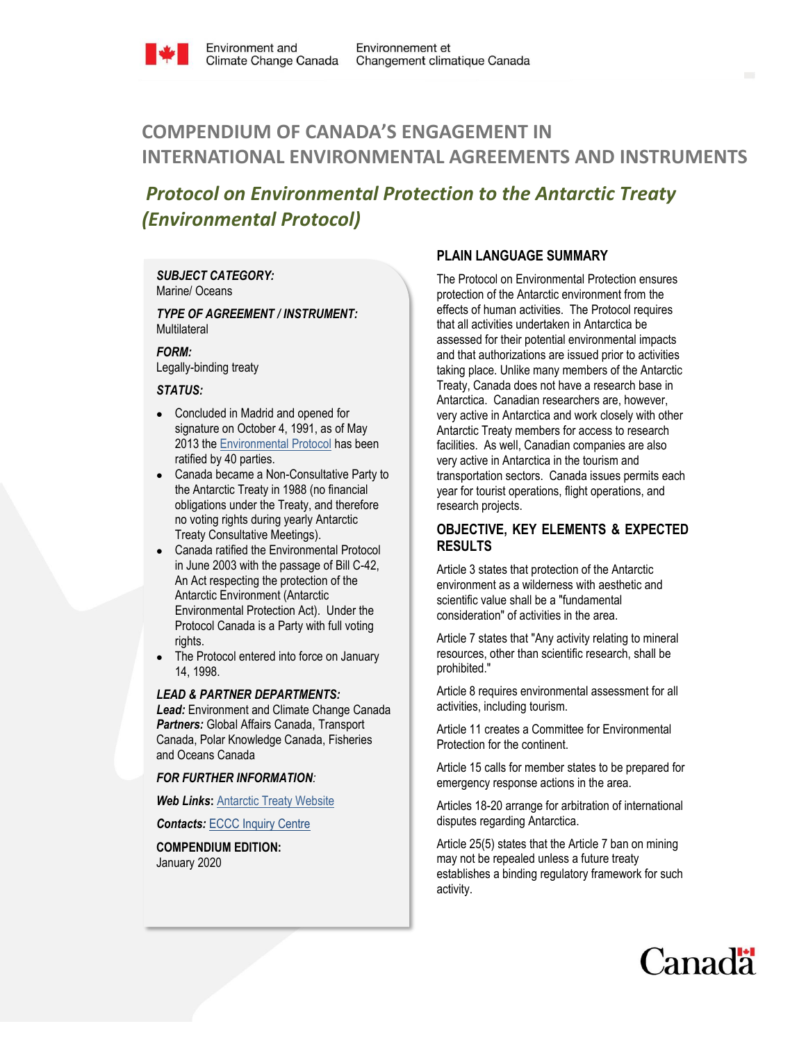Environment and Climate Change Canada | Environnement et Changement climatique Canada

# COMPENDIUM OF CANADA'S ENGAGEMENT IN INTERNATIONAL ENVIRONMENTAL AGREEMENTS AND INSTRUMENTS

## *Protocol on Environmental Protection to the Antarctic Treaty (Environmental Protocol)*

***SUBJECT CATEGORY:***
Marine/ Oceans

***TYPE OF AGREEMENT / INSTRUMENT:***
Multilateral

***FORM:***
Legally-binding treaty

***STATUS:***

- Concluded in Madrid and opened for signature on October 4, 1991, as of May 2013 the Environmental Protocol has been ratified by 40 parties.
- Canada became a Non-Consultative Party to the Antarctic Treaty in 1988 (no financial obligations under the Treaty, and therefore no voting rights during yearly Antarctic Treaty Consultative Meetings).
- Canada ratified the Environmental Protocol in June 2003 with the passage of Bill C-42, An Act respecting the protection of the Antarctic Environment (Antarctic Environmental Protection Act). Under the Protocol Canada is a Party with full voting rights.
- The Protocol entered into force on January 14, 1998.

***LEAD & PARTNER DEPARTMENTS:***
***Lead:*** Environment and Climate Change Canada
***Partners:*** Global Affairs Canada, Transport Canada, Polar Knowledge Canada, Fisheries and Oceans Canada

***FOR FURTHER INFORMATION:***

***Web Links:*** Antarctic Treaty Website

***Contacts:*** ECCC Inquiry Centre

**COMPENDIUM EDITION:**
January 2020

### PLAIN LANGUAGE SUMMARY

The Protocol on Environmental Protection ensures protection of the Antarctic environment from the effects of human activities. The Protocol requires that all activities undertaken in Antarctica be assessed for their potential environmental impacts and that authorizations are issued prior to activities taking place. Unlike many members of the Antarctic Treaty, Canada does not have a research base in Antarctica. Canadian researchers are, however, very active in Antarctica and work closely with other Antarctic Treaty members for access to research facilities. As well, Canadian companies are also very active in Antarctica in the tourism and transportation sectors. Canada issues permits each year for tourist operations, flight operations, and research projects.

### OBJECTIVE, KEY ELEMENTS & EXPECTED RESULTS

Article 3 states that protection of the Antarctic environment as a wilderness with aesthetic and scientific value shall be a "fundamental consideration" of activities in the area.

Article 7 states that "Any activity relating to mineral resources, other than scientific research, shall be prohibited."

Article 8 requires environmental assessment for all activities, including tourism.

Article 11 creates a Committee for Environmental Protection for the continent.

Article 15 calls for member states to be prepared for emergency response actions in the area.

Articles 18-20 arrange for arbitration of international disputes regarding Antarctica.

Article 25(5) states that the Article 7 ban on mining may not be repealed unless a future treaty establishes a binding regulatory framework for such activity.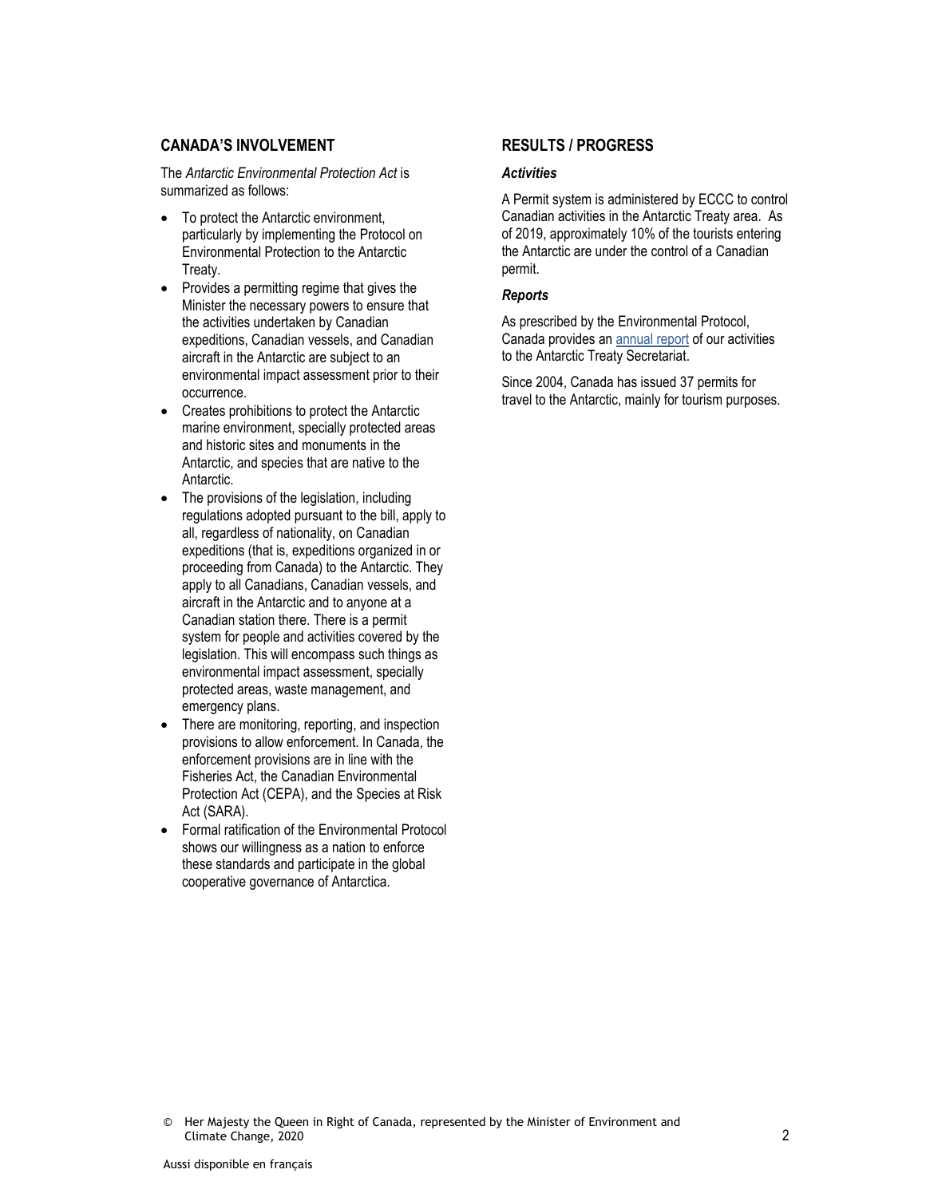## CANADA'S INVOLVEMENT

The *Antarctic Environmental Protection Act* is summarized as follows:

- To protect the Antarctic environment, particularly by implementing the Protocol on Environmental Protection to the Antarctic Treaty.
- Provides a permitting regime that gives the Minister the necessary powers to ensure that the activities undertaken by Canadian expeditions, Canadian vessels, and Canadian aircraft in the Antarctic are subject to an environmental impact assessment prior to their occurrence.
- Creates prohibitions to protect the Antarctic marine environment, specially protected areas and historic sites and monuments in the Antarctic, and species that are native to the Antarctic.
- The provisions of the legislation, including regulations adopted pursuant to the bill, apply to all, regardless of nationality, on Canadian expeditions (that is, expeditions organized in or proceeding from Canada) to the Antarctic. They apply to all Canadians, Canadian vessels, and aircraft in the Antarctic and to anyone at a Canadian station there. There is a permit system for people and activities covered by the legislation. This will encompass such things as environmental impact assessment, specially protected areas, waste management, and emergency plans.
- There are monitoring, reporting, and inspection provisions to allow enforcement. In Canada, the enforcement provisions are in line with the Fisheries Act, the Canadian Environmental Protection Act (CEPA), and the Species at Risk Act (SARA).
- Formal ratification of the Environmental Protocol shows our willingness as a nation to enforce these standards and participate in the global cooperative governance of Antarctica.

## RESULTS / PROGRESS

### *Activities*

A Permit system is administered by ECCC to control Canadian activities in the Antarctic Treaty area. As of 2019, approximately 10% of the tourists entering the Antarctic are under the control of a Canadian permit.

### *Reports*

As prescribed by the Environmental Protocol, Canada provides an annual report of our activities to the Antarctic Treaty Secretariat.

Since 2004, Canada has issued 37 permits for travel to the Antarctic, mainly for tourism purposes.

© Her Majesty the Queen in Right of Canada, represented by the Minister of Environment and Climate Change, 2020

Aussi disponible en français